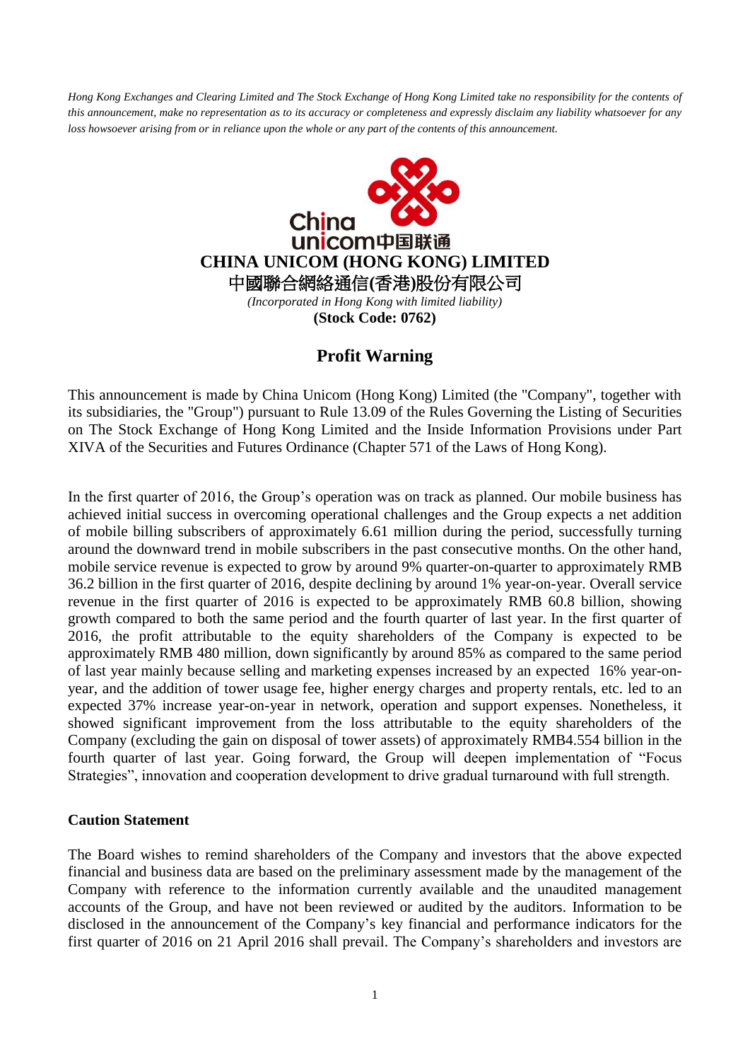*Hong Kong Exchanges and Clearing Limited and The Stock Exchange of Hong Kong Limited take no responsibility for the contents of this announcement, make no representation as to its accuracy or completeness and expressly disclaim any liability whatsoever for any loss howsoever arising from or in reliance upon the whole or any part of the contents of this announcement.*

**CHINA UNICOM (HONG KONG) LIMITED**

**中國聯合網絡通信(香港)股份有限公司**

*(Incorporated in Hong Kong with limited liability)*

**(Stock Code: 0762)**

## Profit Warning

This announcement is made by China Unicom (Hong Kong) Limited (the "Company", together with its subsidiaries, the "Group") pursuant to Rule 13.09 of the Rules Governing the Listing of Securities on The Stock Exchange of Hong Kong Limited and the Inside Information Provisions under Part XIVA of the Securities and Futures Ordinance (Chapter 571 of the Laws of Hong Kong).

In the first quarter of 2016, the Group's operation was on track as planned. Our mobile business has achieved initial success in overcoming operational challenges and the Group expects a net addition of mobile billing subscribers of approximately 6.61 million during the period, successfully turning around the downward trend in mobile subscribers in the past consecutive months. On the other hand, mobile service revenue is expected to grow by around 9% quarter-on-quarter to approximately RMB 36.2 billion in the first quarter of 2016, despite declining by around 1% year-on-year. Overall service revenue in the first quarter of 2016 is expected to be approximately RMB 60.8 billion, showing growth compared to both the same period and the fourth quarter of last year. In the first quarter of 2016, the profit attributable to the equity shareholders of the Company is expected to be approximately RMB 480 million, down significantly by around 85% as compared to the same period of last year mainly because selling and marketing expenses increased by an expected 16% year-on-year, and the addition of tower usage fee, higher energy charges and property rentals, etc. led to an expected 37% increase year-on-year in network, operation and support expenses. Nonetheless, it showed significant improvement from the loss attributable to the equity shareholders of the Company (excluding the gain on disposal of tower assets) of approximately RMB4.554 billion in the fourth quarter of last year. Going forward, the Group will deepen implementation of "Focus Strategies", innovation and cooperation development to drive gradual turnaround with full strength.

**Caution Statement**

The Board wishes to remind shareholders of the Company and investors that the above expected financial and business data are based on the preliminary assessment made by the management of the Company with reference to the information currently available and the unaudited management accounts of the Group, and have not been reviewed or audited by the auditors. Information to be disclosed in the announcement of the Company's key financial and performance indicators for the first quarter of 2016 on 21 April 2016 shall prevail. The Company's shareholders and investors are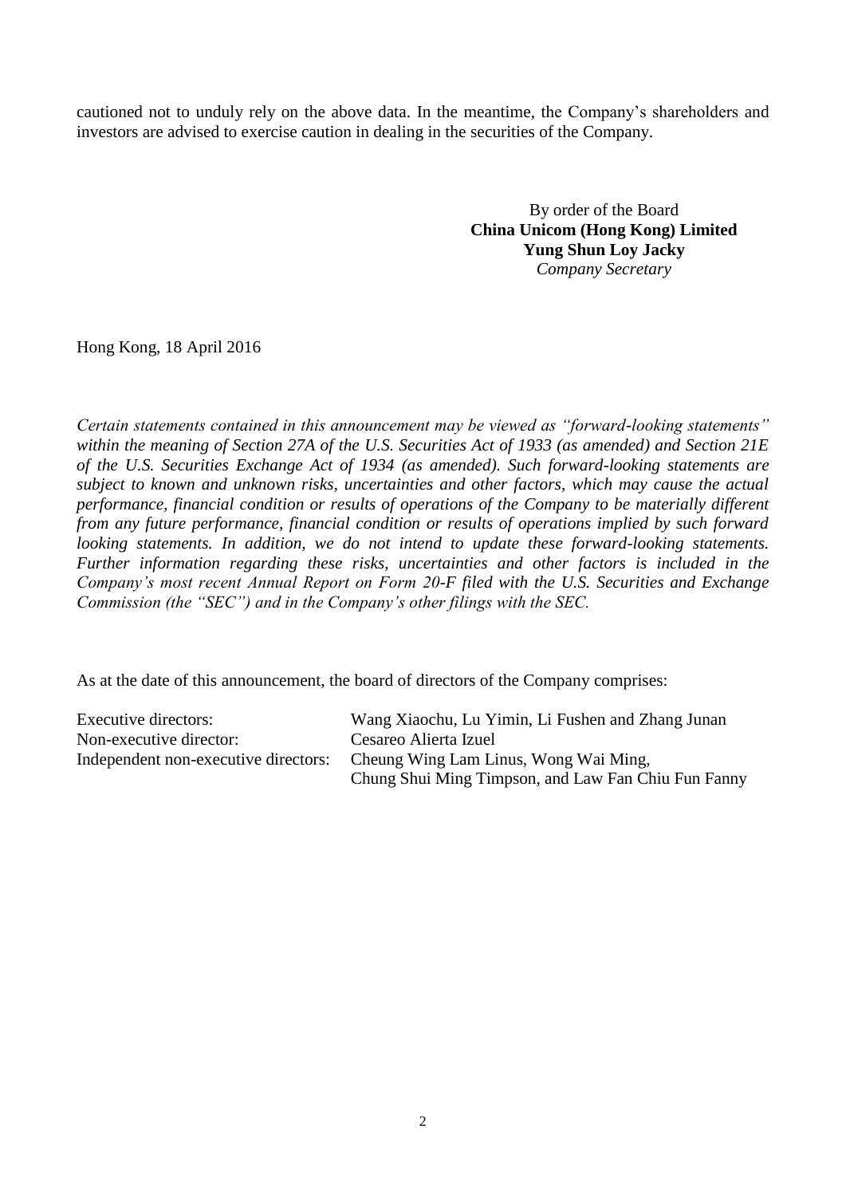cautioned not to unduly rely on the above data. In the meantime, the Company's shareholders and investors are advised to exercise caution in dealing in the securities of the Company.

By order of the Board
**China Unicom (Hong Kong) Limited**
**Yung Shun Loy Jacky**
*Company Secretary*

Hong Kong, 18 April 2016

*Certain statements contained in this announcement may be viewed as "forward-looking statements" within the meaning of Section 27A of the U.S. Securities Act of 1933 (as amended) and Section 21E of the U.S. Securities Exchange Act of 1934 (as amended). Such forward-looking statements are subject to known and unknown risks, uncertainties and other factors, which may cause the actual performance, financial condition or results of operations of the Company to be materially different from any future performance, financial condition or results of operations implied by such forward looking statements. In addition, we do not intend to update these forward-looking statements. Further information regarding these risks, uncertainties and other factors is included in the Company's most recent Annual Report on Form 20-F filed with the U.S. Securities and Exchange Commission (the "SEC") and in the Company's other filings with the SEC.*

As at the date of this announcement, the board of directors of the Company comprises:

| | |
|---|---|
| Executive directors: | Wang Xiaochu, Lu Yimin, Li Fushen and Zhang Junan |
| Non-executive director: | Cesareo Alierta Izuel |
| Independent non-executive directors: | Cheung Wing Lam Linus, Wong Wai Ming, Chung Shui Ming Timpson, and Law Fan Chiu Fun Fanny |